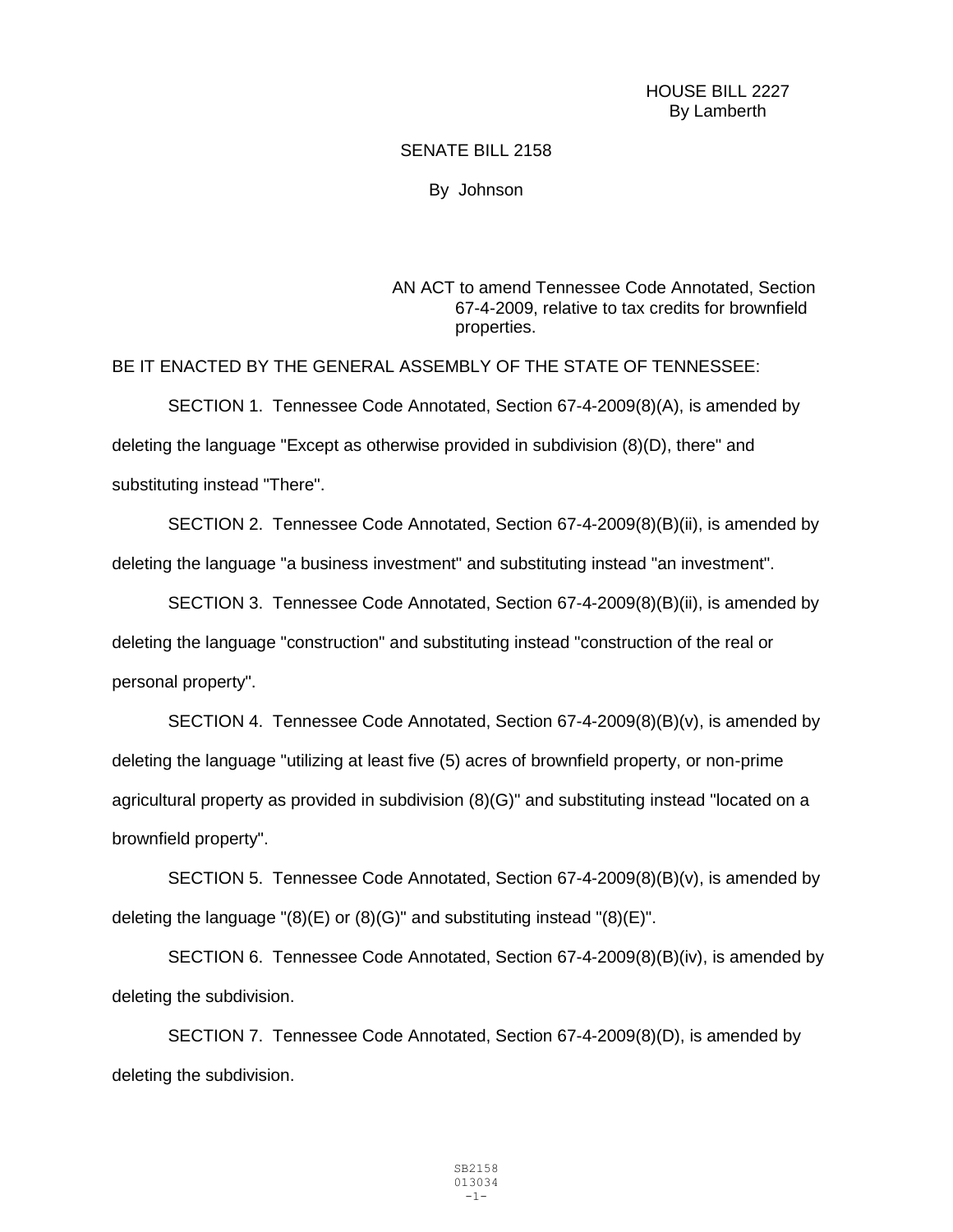HOUSE BILL 2227
By Lamberth

SENATE BILL 2158

By Johnson

AN ACT to amend Tennessee Code Annotated, Section 67-4-2009, relative to tax credits for brownfield properties.

BE IT ENACTED BY THE GENERAL ASSEMBLY OF THE STATE OF TENNESSEE:

SECTION 1. Tennessee Code Annotated, Section 67-4-2009(8)(A), is amended by deleting the language "Except as otherwise provided in subdivision (8)(D), there" and substituting instead "There".

SECTION 2. Tennessee Code Annotated, Section 67-4-2009(8)(B)(ii), is amended by deleting the language "a business investment" and substituting instead "an investment".

SECTION 3. Tennessee Code Annotated, Section 67-4-2009(8)(B)(ii), is amended by deleting the language "construction" and substituting instead "construction of the real or personal property".

SECTION 4. Tennessee Code Annotated, Section 67-4-2009(8)(B)(v), is amended by deleting the language "utilizing at least five (5) acres of brownfield property, or non-prime agricultural property as provided in subdivision (8)(G)" and substituting instead "located on a brownfield property".

SECTION 5. Tennessee Code Annotated, Section 67-4-2009(8)(B)(v), is amended by deleting the language "(8)(E) or (8)(G)" and substituting instead "(8)(E)".

SECTION 6. Tennessee Code Annotated, Section 67-4-2009(8)(B)(iv), is amended by deleting the subdivision.

SECTION 7. Tennessee Code Annotated, Section 67-4-2009(8)(D), is amended by deleting the subdivision.

SB2158
013034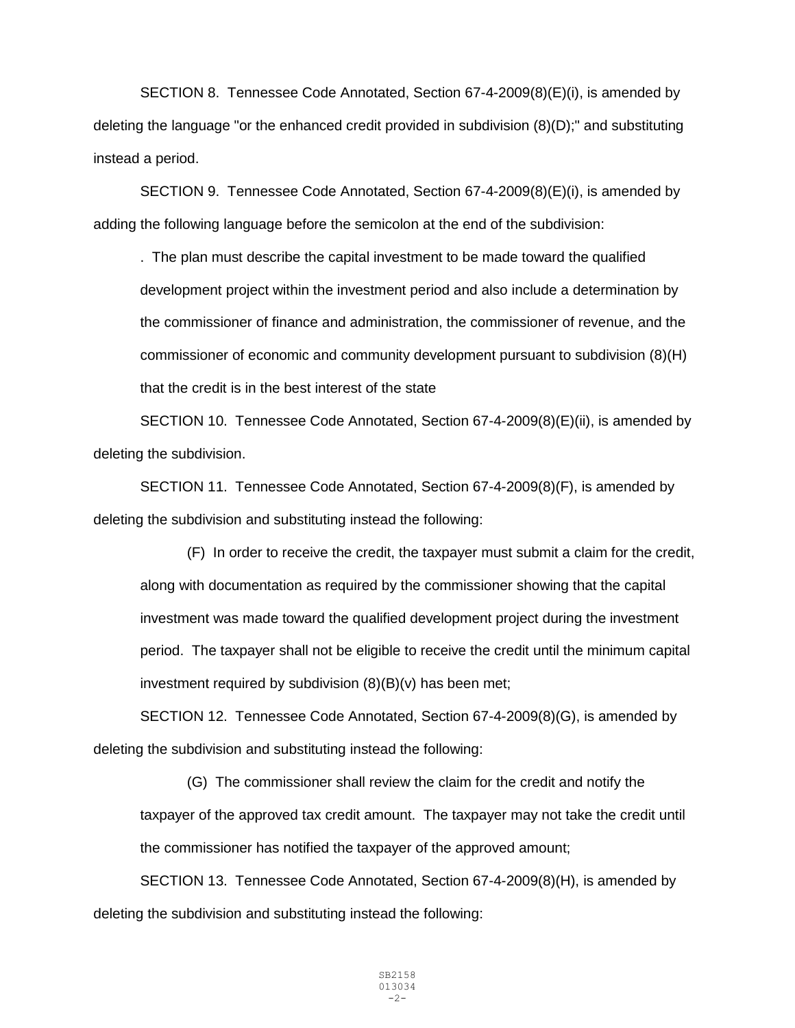SECTION 8. Tennessee Code Annotated, Section 67-4-2009(8)(E)(i), is amended by deleting the language "or the enhanced credit provided in subdivision (8)(D);" and substituting instead a period.

SECTION 9. Tennessee Code Annotated, Section 67-4-2009(8)(E)(i), is amended by adding the following language before the semicolon at the end of the subdivision:

> . The plan must describe the capital investment to be made toward the qualified development project within the investment period and also include a determination by the commissioner of finance and administration, the commissioner of revenue, and the commissioner of economic and community development pursuant to subdivision (8)(H) that the credit is in the best interest of the state

SECTION 10. Tennessee Code Annotated, Section 67-4-2009(8)(E)(ii), is amended by deleting the subdivision.

SECTION 11. Tennessee Code Annotated, Section 67-4-2009(8)(F), is amended by deleting the subdivision and substituting instead the following:

> (F) In order to receive the credit, the taxpayer must submit a claim for the credit, along with documentation as required by the commissioner showing that the capital investment was made toward the qualified development project during the investment period. The taxpayer shall not be eligible to receive the credit until the minimum capital investment required by subdivision (8)(B)(v) has been met;

SECTION 12. Tennessee Code Annotated, Section 67-4-2009(8)(G), is amended by deleting the subdivision and substituting instead the following:

> (G) The commissioner shall review the claim for the credit and notify the taxpayer of the approved tax credit amount. The taxpayer may not take the credit until the commissioner has notified the taxpayer of the approved amount;

SECTION 13. Tennessee Code Annotated, Section 67-4-2009(8)(H), is amended by deleting the subdivision and substituting instead the following: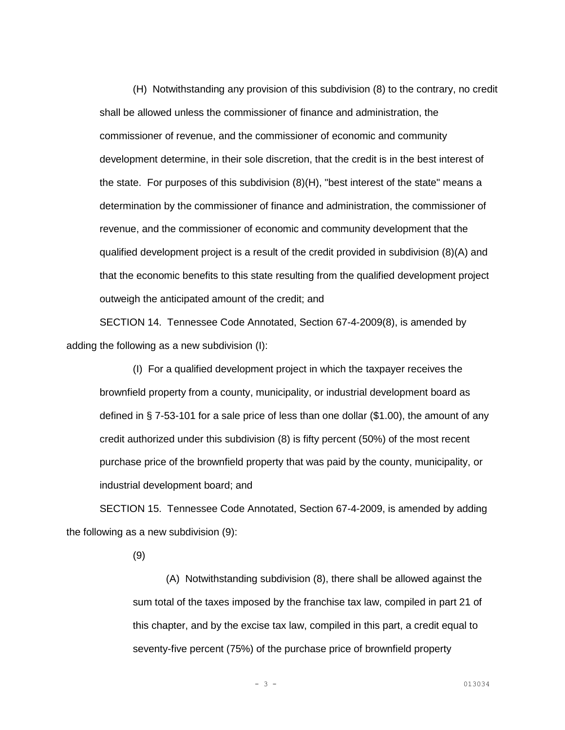(H) Notwithstanding any provision of this subdivision (8) to the contrary, no credit shall be allowed unless the commissioner of finance and administration, the commissioner of revenue, and the commissioner of economic and community development determine, in their sole discretion, that the credit is in the best interest of the state. For purposes of this subdivision (8)(H), "best interest of the state" means a determination by the commissioner of finance and administration, the commissioner of revenue, and the commissioner of economic and community development that the qualified development project is a result of the credit provided in subdivision (8)(A) and that the economic benefits to this state resulting from the qualified development project outweigh the anticipated amount of the credit; and

SECTION 14. Tennessee Code Annotated, Section 67-4-2009(8), is amended by adding the following as a new subdivision (I):

(I) For a qualified development project in which the taxpayer receives the brownfield property from a county, municipality, or industrial development board as defined in § 7-53-101 for a sale price of less than one dollar ($1.00), the amount of any credit authorized under this subdivision (8) is fifty percent (50%) of the most recent purchase price of the brownfield property that was paid by the county, municipality, or industrial development board; and

SECTION 15. Tennessee Code Annotated, Section 67-4-2009, is amended by adding the following as a new subdivision (9):

(9)

(A) Notwithstanding subdivision (8), there shall be allowed against the sum total of the taxes imposed by the franchise tax law, compiled in part 21 of this chapter, and by the excise tax law, compiled in this part, a credit equal to seventy-five percent (75%) of the purchase price of brownfield property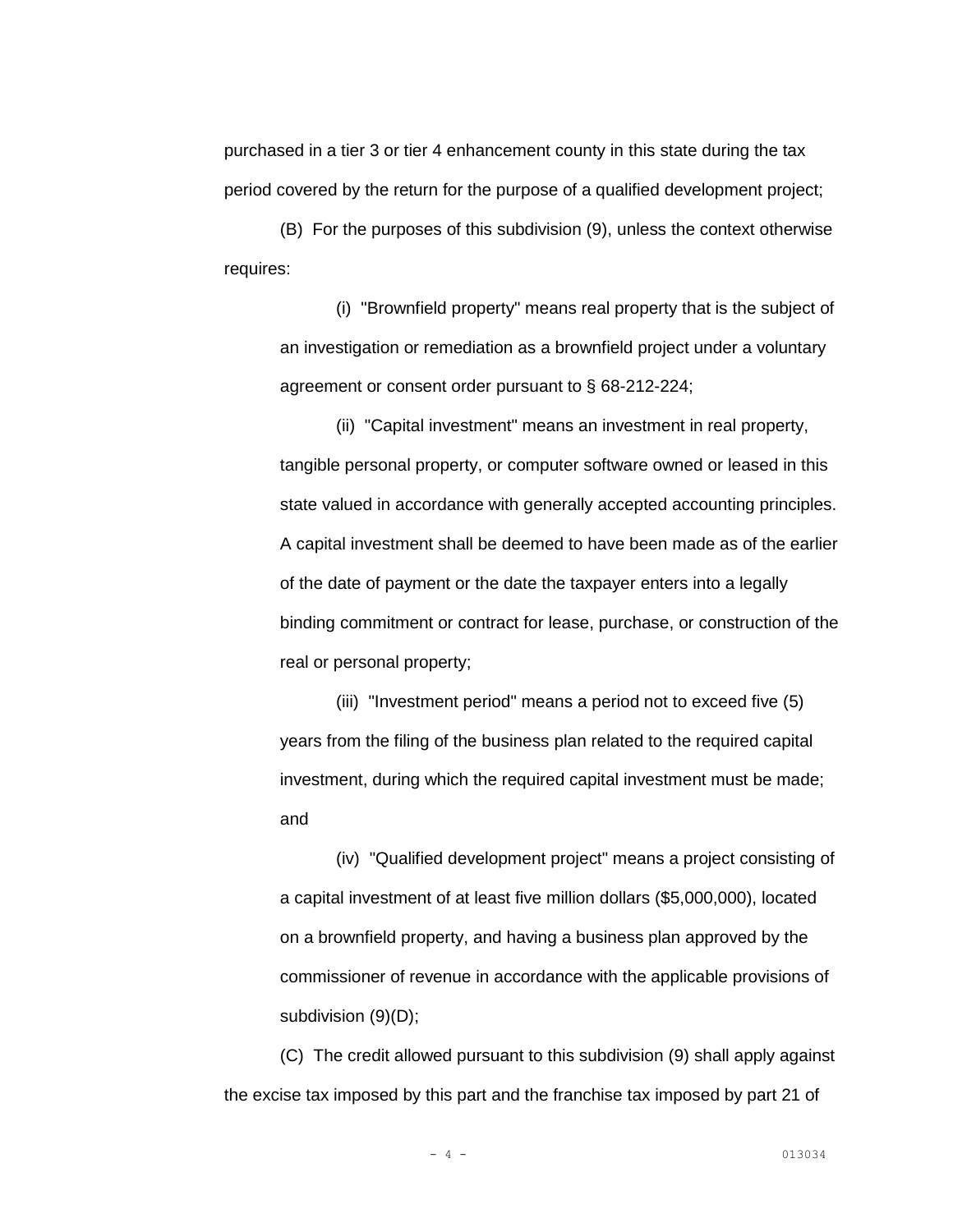purchased in a tier 3 or tier 4 enhancement county in this state during the tax period covered by the return for the purpose of a qualified development project;

(B) For the purposes of this subdivision (9), unless the context otherwise requires:

(i) "Brownfield property" means real property that is the subject of an investigation or remediation as a brownfield project under a voluntary agreement or consent order pursuant to § 68-212-224;

(ii) "Capital investment" means an investment in real property, tangible personal property, or computer software owned or leased in this state valued in accordance with generally accepted accounting principles. A capital investment shall be deemed to have been made as of the earlier of the date of payment or the date the taxpayer enters into a legally binding commitment or contract for lease, purchase, or construction of the real or personal property;

(iii) "Investment period" means a period not to exceed five (5) years from the filing of the business plan related to the required capital investment, during which the required capital investment must be made; and

(iv) "Qualified development project" means a project consisting of a capital investment of at least five million dollars ($5,000,000), located on a brownfield property, and having a business plan approved by the commissioner of revenue in accordance with the applicable provisions of subdivision (9)(D);

(C) The credit allowed pursuant to this subdivision (9) shall apply against the excise tax imposed by this part and the franchise tax imposed by part 21 of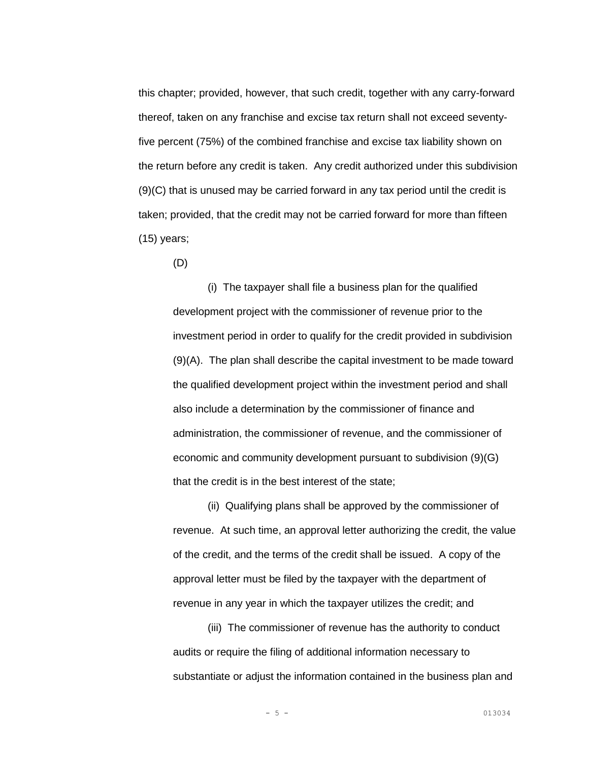this chapter; provided, however, that such credit, together with any carry-forward thereof, taken on any franchise and excise tax return shall not exceed seventy-five percent (75%) of the combined franchise and excise tax liability shown on the return before any credit is taken. Any credit authorized under this subdivision (9)(C) that is unused may be carried forward in any tax period until the credit is taken; provided, that the credit may not be carried forward for more than fifteen (15) years;

(D)

(i) The taxpayer shall file a business plan for the qualified development project with the commissioner of revenue prior to the investment period in order to qualify for the credit provided in subdivision (9)(A). The plan shall describe the capital investment to be made toward the qualified development project within the investment period and shall also include a determination by the commissioner of finance and administration, the commissioner of revenue, and the commissioner of economic and community development pursuant to subdivision (9)(G) that the credit is in the best interest of the state;

(ii) Qualifying plans shall be approved by the commissioner of revenue. At such time, an approval letter authorizing the credit, the value of the credit, and the terms of the credit shall be issued. A copy of the approval letter must be filed by the taxpayer with the department of revenue in any year in which the taxpayer utilizes the credit; and

(iii) The commissioner of revenue has the authority to conduct audits or require the filing of additional information necessary to substantiate or adjust the information contained in the business plan and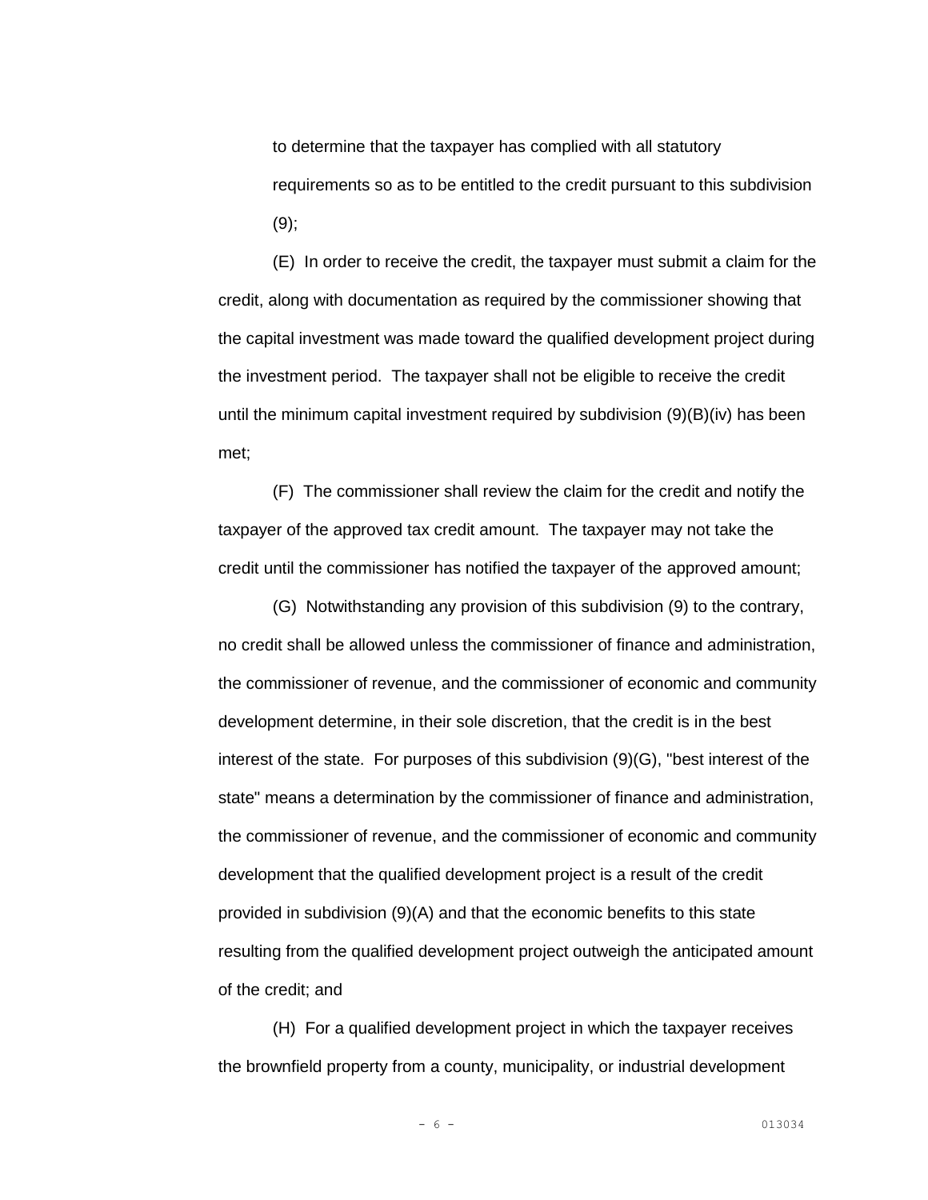to determine that the taxpayer has complied with all statutory requirements so as to be entitled to the credit pursuant to this subdivision (9);

(E) In order to receive the credit, the taxpayer must submit a claim for the credit, along with documentation as required by the commissioner showing that the capital investment was made toward the qualified development project during the investment period. The taxpayer shall not be eligible to receive the credit until the minimum capital investment required by subdivision (9)(B)(iv) has been met;

(F) The commissioner shall review the claim for the credit and notify the taxpayer of the approved tax credit amount. The taxpayer may not take the credit until the commissioner has notified the taxpayer of the approved amount;

(G) Notwithstanding any provision of this subdivision (9) to the contrary, no credit shall be allowed unless the commissioner of finance and administration, the commissioner of revenue, and the commissioner of economic and community development determine, in their sole discretion, that the credit is in the best interest of the state. For purposes of this subdivision (9)(G), "best interest of the state" means a determination by the commissioner of finance and administration, the commissioner of revenue, and the commissioner of economic and community development that the qualified development project is a result of the credit provided in subdivision (9)(A) and that the economic benefits to this state resulting from the qualified development project outweigh the anticipated amount of the credit; and

(H) For a qualified development project in which the taxpayer receives the brownfield property from a county, municipality, or industrial development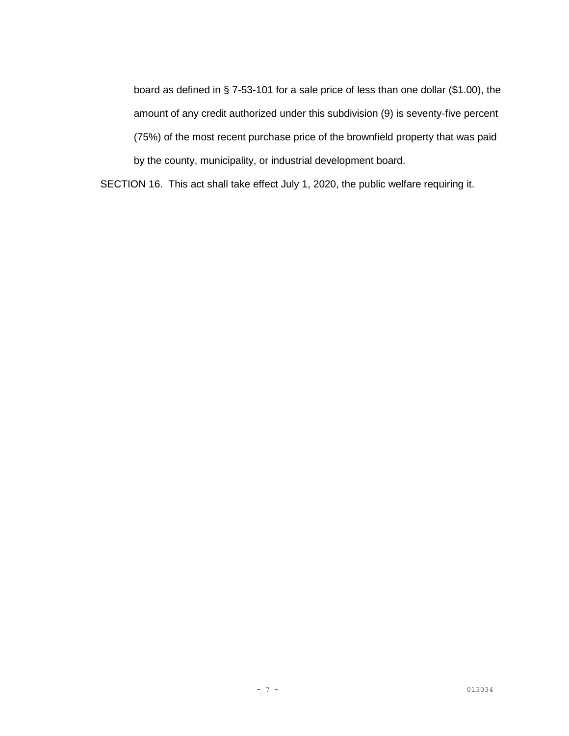board as defined in § 7-53-101 for a sale price of less than one dollar ($1.00), the amount of any credit authorized under this subdivision (9) is seventy-five percent (75%) of the most recent purchase price of the brownfield property that was paid by the county, municipality, or industrial development board.

SECTION 16. This act shall take effect July 1, 2020, the public welfare requiring it.